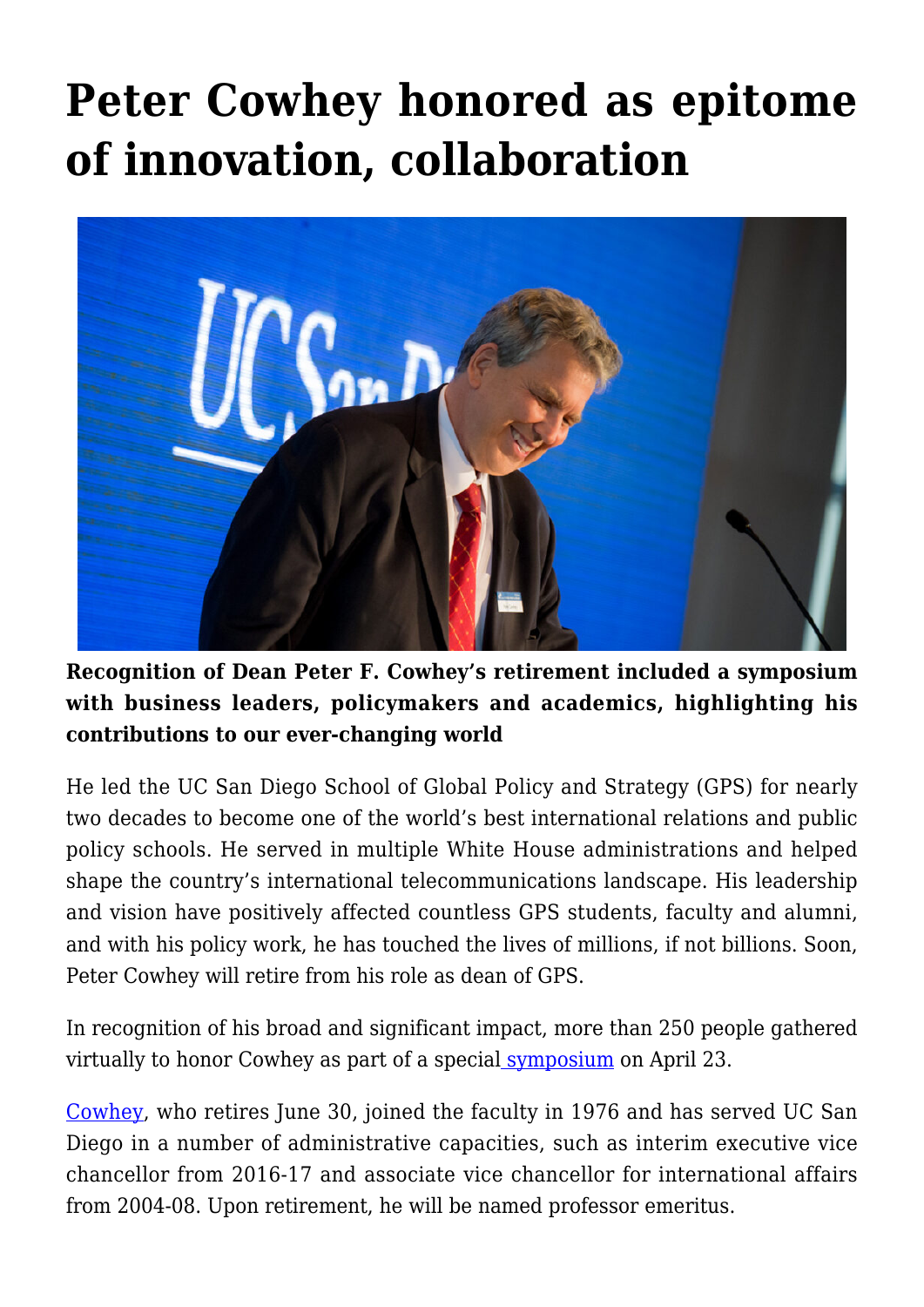# Peter Cowhey honored as epitome of innovation, collaboration

**Recognition of Dean Peter F. Cowhey's retirement included a symposium with business leaders, policymakers and academics, highlighting his contributions to our ever-changing world**

He led the UC San Diego School of Global Policy and Strategy (GPS) for nearly two decades to become one of the world's best international relations and public policy schools. He served in multiple White House administrations and helped shape the country's international telecommunications landscape. His leadership and vision have positively affected countless GPS students, faculty and alumni, and with his policy work, he has touched the lives of millions, if not billions. Soon, Peter Cowhey will retire from his role as dean of GPS.

In recognition of his broad and significant impact, more than 250 people gathered virtually to honor Cowhey as part of a special symposium on April 23.

Cowhey, who retires June 30, joined the faculty in 1976 and has served UC San Diego in a number of administrative capacities, such as interim executive vice chancellor from 2016-17 and associate vice chancellor for international affairs from 2004-08. Upon retirement, he will be named professor emeritus.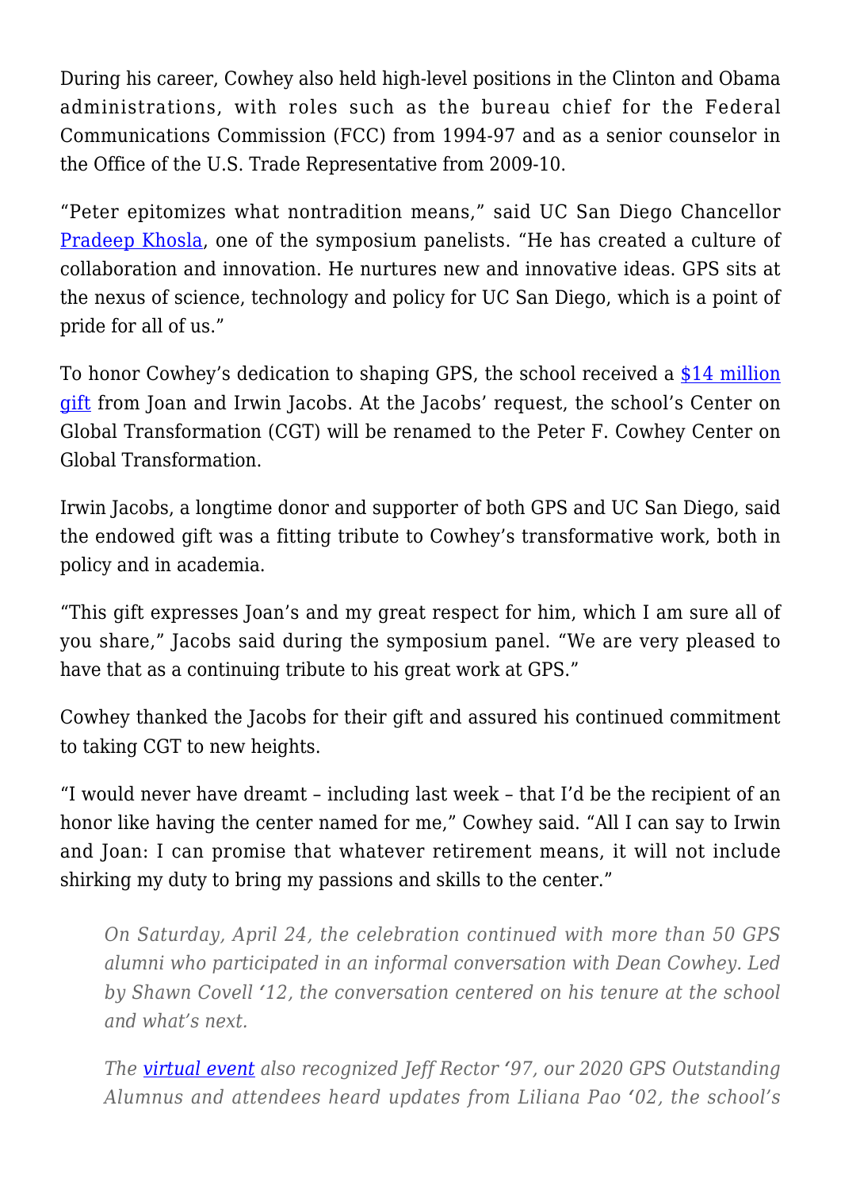During his career, Cowhey also held high-level positions in the Clinton and Obama administrations, with roles such as the bureau chief for the Federal Communications Commission (FCC) from 1994-97 and as a senior counselor in the Office of the U.S. Trade Representative from 2009-10.

"Peter epitomizes what nontradition means," said UC San Diego Chancellor Pradeep Khosla, one of the symposium panelists. "He has created a culture of collaboration and innovation. He nurtures new and innovative ideas. GPS sits at the nexus of science, technology and policy for UC San Diego, which is a point of pride for all of us."

To honor Cowhey's dedication to shaping GPS, the school received a $14 million gift from Joan and Irwin Jacobs. At the Jacobs' request, the school's Center on Global Transformation (CGT) will be renamed to the Peter F. Cowhey Center on Global Transformation.

Irwin Jacobs, a longtime donor and supporter of both GPS and UC San Diego, said the endowed gift was a fitting tribute to Cowhey's transformative work, both in policy and in academia.

"This gift expresses Joan's and my great respect for him, which I am sure all of you share," Jacobs said during the symposium panel. "We are very pleased to have that as a continuing tribute to his great work at GPS."

Cowhey thanked the Jacobs for their gift and assured his continued commitment to taking CGT to new heights.

"I would never have dreamt – including last week – that I'd be the recipient of an honor like having the center named for me," Cowhey said. "All I can say to Irwin and Joan: I can promise that whatever retirement means, it will not include shirking my duty to bring my passions and skills to the center."

> *On Saturday, April 24, the celebration continued with more than 50 GPS alumni who participated in an informal conversation with Dean Cowhey. Led by Shawn Covell '12, the conversation centered on his tenure at the school and what's next.*
>
> *The virtual event also recognized Jeff Rector '97, our 2020 GPS Outstanding Alumnus and attendees heard updates from Liliana Pao '02, the school's*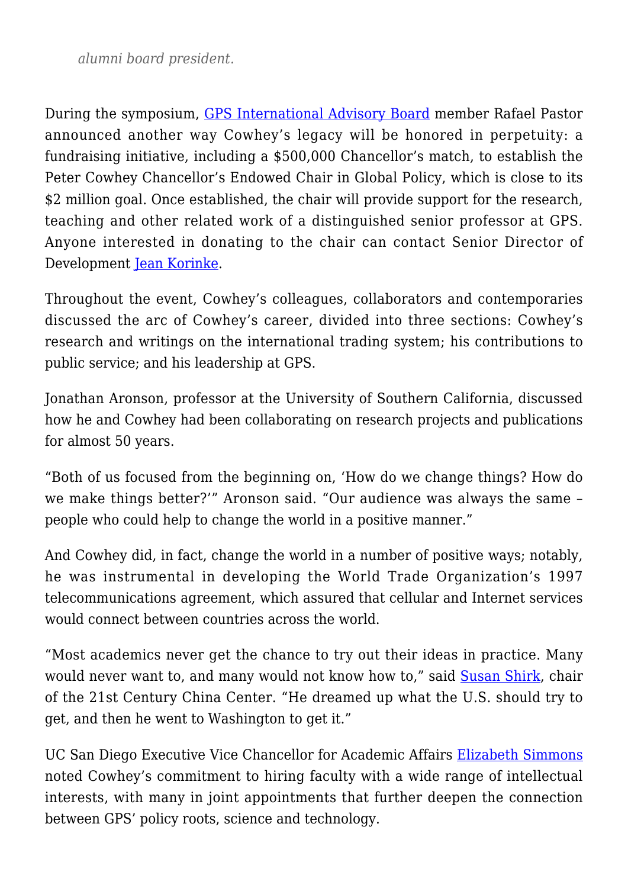*alumni board president.*

During the symposium, GPS International Advisory Board member Rafael Pastor announced another way Cowhey's legacy will be honored in perpetuity: a fundraising initiative, including a $500,000 Chancellor's match, to establish the Peter Cowhey Chancellor's Endowed Chair in Global Policy, which is close to its $2 million goal. Once established, the chair will provide support for the research, teaching and other related work of a distinguished senior professor at GPS. Anyone interested in donating to the chair can contact Senior Director of Development Jean Korinke.

Throughout the event, Cowhey's colleagues, collaborators and contemporaries discussed the arc of Cowhey's career, divided into three sections: Cowhey's research and writings on the international trading system; his contributions to public service; and his leadership at GPS.

Jonathan Aronson, professor at the University of Southern California, discussed how he and Cowhey had been collaborating on research projects and publications for almost 50 years.

"Both of us focused from the beginning on, 'How do we change things? How do we make things better?'" Aronson said. "Our audience was always the same – people who could help to change the world in a positive manner."

And Cowhey did, in fact, change the world in a number of positive ways; notably, he was instrumental in developing the World Trade Organization's 1997 telecommunications agreement, which assured that cellular and Internet services would connect between countries across the world.

"Most academics never get the chance to try out their ideas in practice. Many would never want to, and many would not know how to," said Susan Shirk, chair of the 21st Century China Center. "He dreamed up what the U.S. should try to get, and then he went to Washington to get it."

UC San Diego Executive Vice Chancellor for Academic Affairs Elizabeth Simmons noted Cowhey's commitment to hiring faculty with a wide range of intellectual interests, with many in joint appointments that further deepen the connection between GPS' policy roots, science and technology.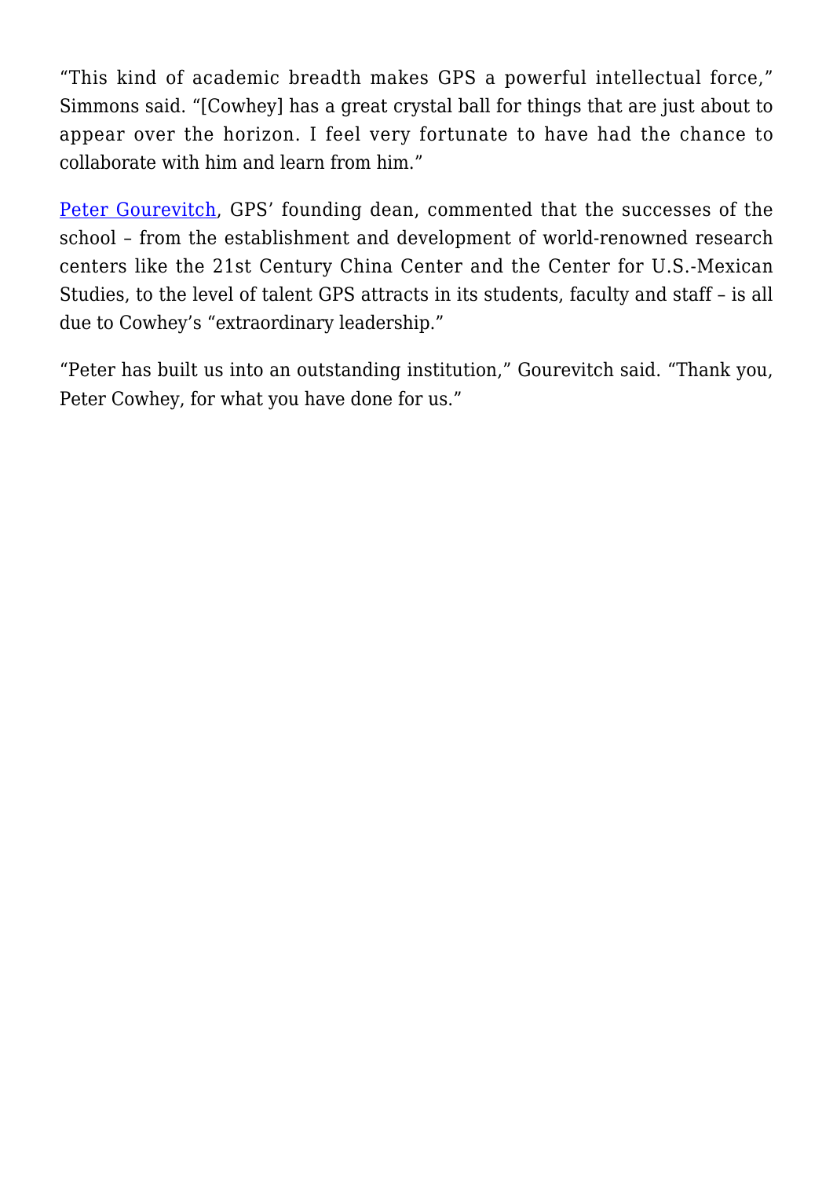"This kind of academic breadth makes GPS a powerful intellectual force," Simmons said. "[Cowhey] has a great crystal ball for things that are just about to appear over the horizon. I feel very fortunate to have had the chance to collaborate with him and learn from him."

Peter Gourevitch, GPS' founding dean, commented that the successes of the school – from the establishment and development of world-renowned research centers like the 21st Century China Center and the Center for U.S.-Mexican Studies, to the level of talent GPS attracts in its students, faculty and staff – is all due to Cowhey's "extraordinary leadership."

"Peter has built us into an outstanding institution," Gourevitch said. "Thank you, Peter Cowhey, for what you have done for us."